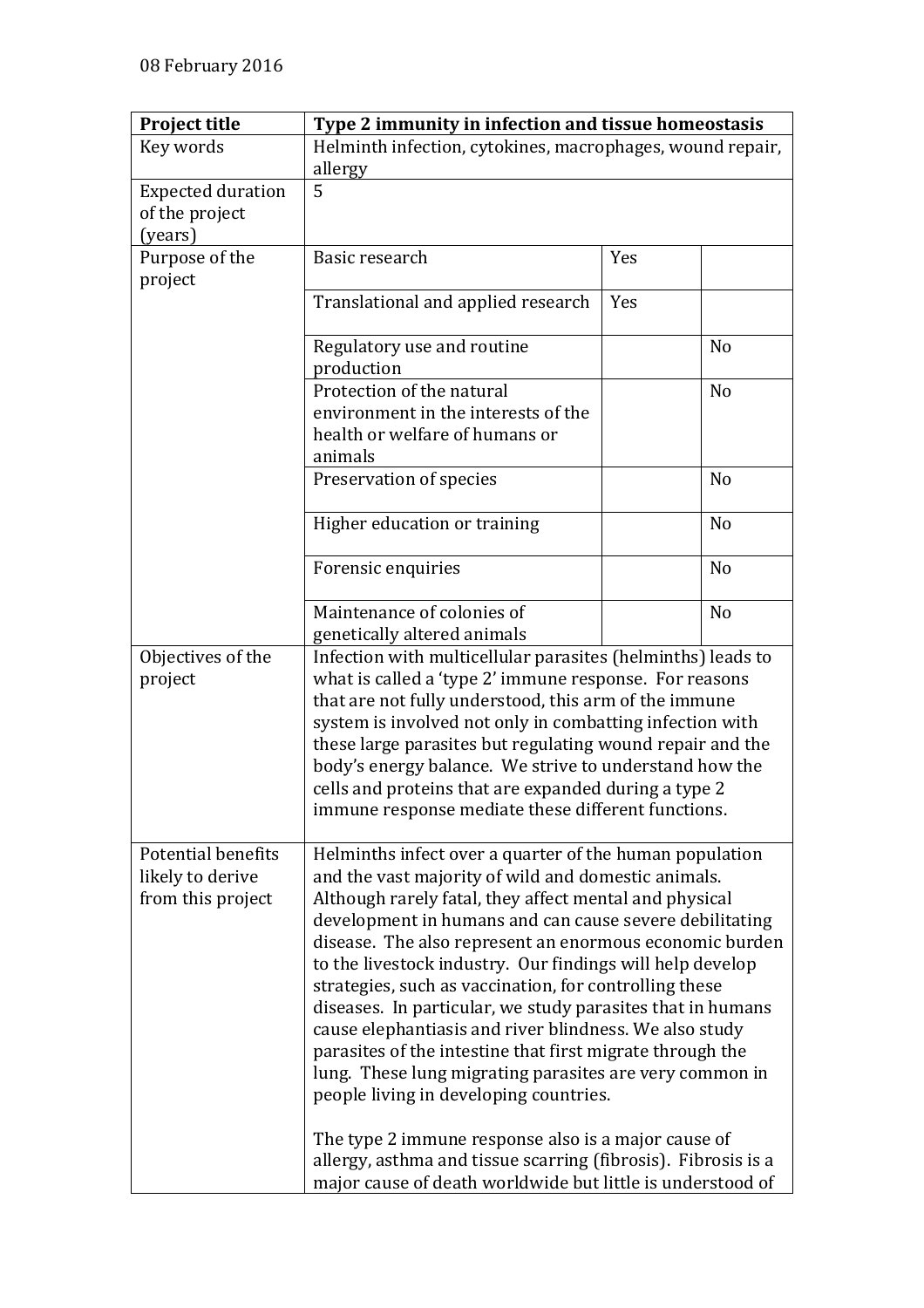08 February 2016

| Project title | Type 2 immunity in infection and tissue homeostasis | | |
|---|---|---|---|
| Key words | Helminth infection, cytokines, macrophages, wound repair, allergy | | |
| Expected duration of the project (years) | 5 | | |
| Purpose of the project | Basic research | Yes | |
| | Translational and applied research | Yes | |
| | Regulatory use and routine production | | No |
| | Protection of the natural environment in the interests of the health or welfare of humans or animals | | No |
| | Preservation of species | | No |
| | Higher education or training | | No |
| | Forensic enquiries | | No |
| | Maintenance of colonies of genetically altered animals | | No |
| Objectives of the project | Infection with multicellular parasites (helminths) leads to what is called a 'type 2' immune response. For reasons that are not fully understood, this arm of the immune system is involved not only in combatting infection with these large parasites but regulating wound repair and the body's energy balance. We strive to understand how the cells and proteins that are expanded during a type 2 immune response mediate these different functions. | | |
| Potential benefits likely to derive from this project | Helminths infect over a quarter of the human population and the vast majority of wild and domestic animals. Although rarely fatal, they affect mental and physical development in humans and can cause severe debilitating disease. The also represent an enormous economic burden to the livestock industry. Our findings will help develop strategies, such as vaccination, for controlling these diseases. In particular, we study parasites that in humans cause elephantiasis and river blindness. We also study parasites of the intestine that first migrate through the lung. These lung migrating parasites are very common in people living in developing countries.<br><br>The type 2 immune response also is a major cause of allergy, asthma and tissue scarring (fibrosis). Fibrosis is a major cause of death worldwide but little is understood of | | |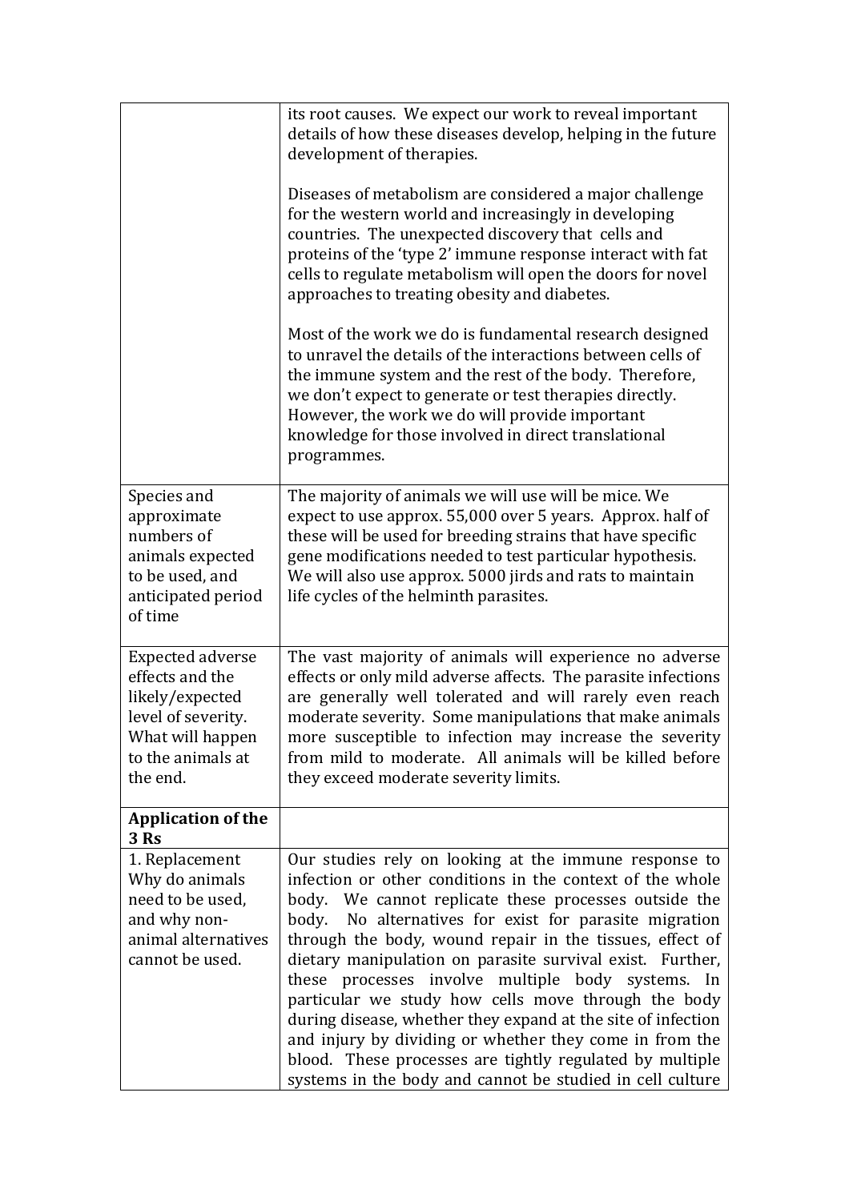| | |
|---|---|
| | its root causes. We expect our work to reveal important details of how these diseases develop, helping in the future development of therapies.<br><br>Diseases of metabolism are considered a major challenge for the western world and increasingly in developing countries. The unexpected discovery that cells and proteins of the 'type 2' immune response interact with fat cells to regulate metabolism will open the doors for novel approaches to treating obesity and diabetes.<br><br>Most of the work we do is fundamental research designed to unravel the details of the interactions between cells of the immune system and the rest of the body. Therefore, we don't expect to generate or test therapies directly. However, the work we do will provide important knowledge for those involved in direct translational programmes. |
| Species and approximate numbers of animals expected to be used, and anticipated period of time | The majority of animals we will use will be mice. We expect to use approx. 55,000 over 5 years. Approx. half of these will be used for breeding strains that have specific gene modifications needed to test particular hypothesis. We will also use approx. 5000 jirds and rats to maintain life cycles of the helminth parasites. |
| Expected adverse effects and the likely/expected level of severity. What will happen to the animals at the end. | The vast majority of animals will experience no adverse effects or only mild adverse affects. The parasite infections are generally well tolerated and will rarely even reach moderate severity. Some manipulations that make animals more susceptible to infection may increase the severity from mild to moderate. All animals will be killed before they exceed moderate severity limits. |
| **Application of the 3 Rs** | |
| 1. Replacement<br>Why do animals need to be used, and why non-animal alternatives cannot be used. | Our studies rely on looking at the immune response to infection or other conditions in the context of the whole body. We cannot replicate these processes outside the body. No alternatives for exist for parasite migration through the body, wound repair in the tissues, effect of dietary manipulation on parasite survival exist. Further, these processes involve multiple body systems. In particular we study how cells move through the body during disease, whether they expand at the site of infection and injury by dividing or whether they come in from the blood. These processes are tightly regulated by multiple systems in the body and cannot be studied in cell culture |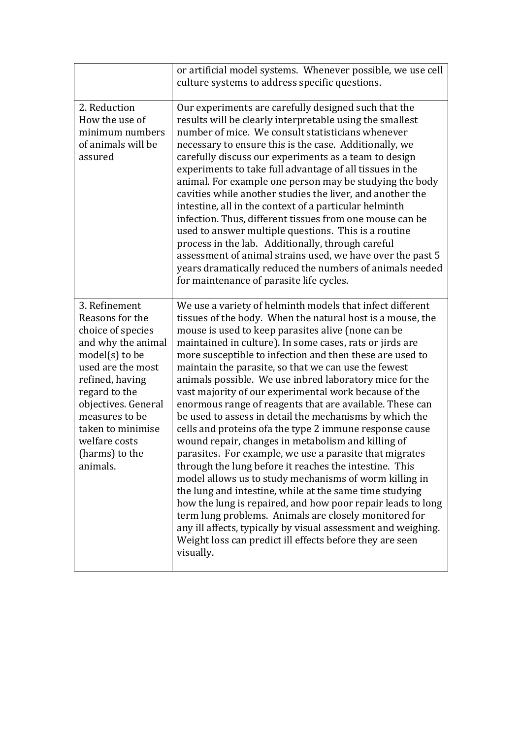| | |
|---|---|
| | or artificial model systems. Whenever possible, we use cell culture systems to address specific questions. |
| 2. Reduction<br>How the use of minimum numbers of animals will be assured | Our experiments are carefully designed such that the results will be clearly interpretable using the smallest number of mice. We consult statisticians whenever necessary to ensure this is the case. Additionally, we carefully discuss our experiments as a team to design experiments to take full advantage of all tissues in the animal. For example one person may be studying the body cavities while another studies the liver, and another the intestine, all in the context of a particular helminth infection. Thus, different tissues from one mouse can be used to answer multiple questions. This is a routine process in the lab. Additionally, through careful assessment of animal strains used, we have over the past 5 years dramatically reduced the numbers of animals needed for maintenance of parasite life cycles. |
| 3. Refinement<br>Reasons for the choice of species and why the animal model(s) to be used are the most refined, having regard to the objectives. General measures to be taken to minimise welfare costs (harms) to the animals. | We use a variety of helminth models that infect different tissues of the body. When the natural host is a mouse, the mouse is used to keep parasites alive (none can be maintained in culture). In some cases, rats or jirds are more susceptible to infection and then these are used to maintain the parasite, so that we can use the fewest animals possible. We use inbred laboratory mice for the vast majority of our experimental work because of the enormous range of reagents that are available. These can be used to assess in detail the mechanisms by which the cells and proteins ofa the type 2 immune response cause wound repair, changes in metabolism and killing of parasites. For example, we use a parasite that migrates through the lung before it reaches the intestine. This model allows us to study mechanisms of worm killing in the lung and intestine, while at the same time studying how the lung is repaired, and how poor repair leads to long term lung problems. Animals are closely monitored for any ill affects, typically by visual assessment and weighing. Weight loss can predict ill effects before they are seen visually. |